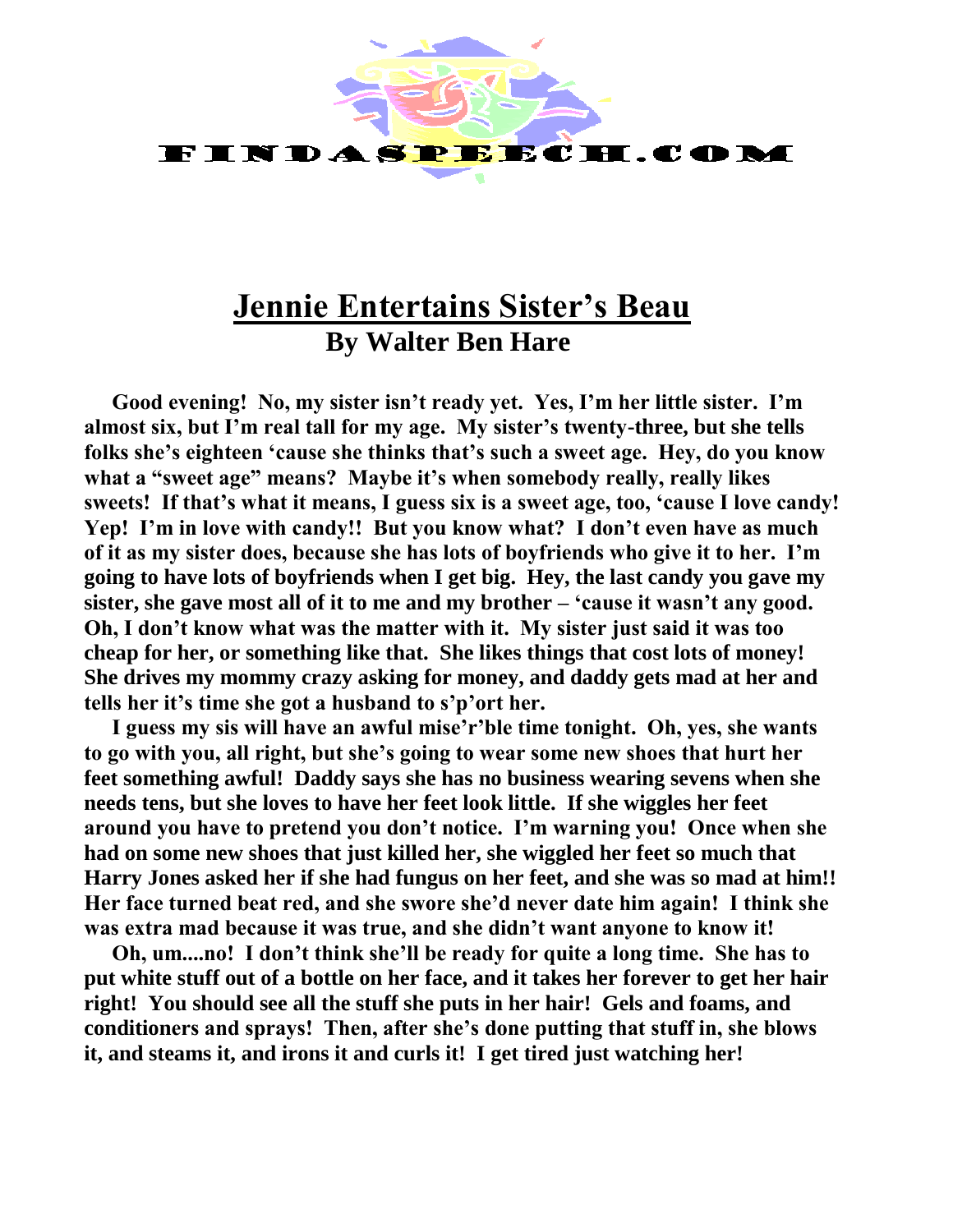# Jennie Entertains Sister's Beau

## By Walter Ben Hare

**Good evening! No, my sister isn't ready yet. Yes, I'm her little sister. I'm almost six, but I'm real tall for my age. My sister's twenty-three, but she tells folks she's eighteen 'cause she thinks that's such a sweet age. Hey, do you know what a "sweet age" means? Maybe it's when somebody really, really likes sweets! If that's what it means, I guess six is a sweet age, too, 'cause I love candy! Yep! I'm in love with candy!! But you know what? I don't even have as much of it as my sister does, because she has lots of boyfriends who give it to her. I'm going to have lots of boyfriends when I get big. Hey, the last candy you gave my sister, she gave most all of it to me and my brother – 'cause it wasn't any good. Oh, I don't know what was the matter with it. My sister just said it was too cheap for her, or something like that. She likes things that cost lots of money! She drives my mommy crazy asking for money, and daddy gets mad at her and tells her it's time she got a husband to s'p'ort her.**

**I guess my sis will have an awful mise'r'ble time tonight. Oh, yes, she wants to go with you, all right, but she's going to wear some new shoes that hurt her feet something awful! Daddy says she has no business wearing sevens when she needs tens, but she loves to have her feet look little. If she wiggles her feet around you have to pretend you don't notice. I'm warning you! Once when she had on some new shoes that just killed her, she wiggled her feet so much that Harry Jones asked her if she had fungus on her feet, and she was so mad at him!! Her face turned beat red, and she swore she'd never date him again! I think she was extra mad because it was true, and she didn't want anyone to know it!**

**Oh, um....no! I don't think she'll be ready for quite a long time. She has to put white stuff out of a bottle on her face, and it takes her forever to get her hair right! You should see all the stuff she puts in her hair! Gels and foams, and conditioners and sprays! Then, after she's done putting that stuff in, she blows it, and steams it, and irons it and curls it! I get tired just watching her!**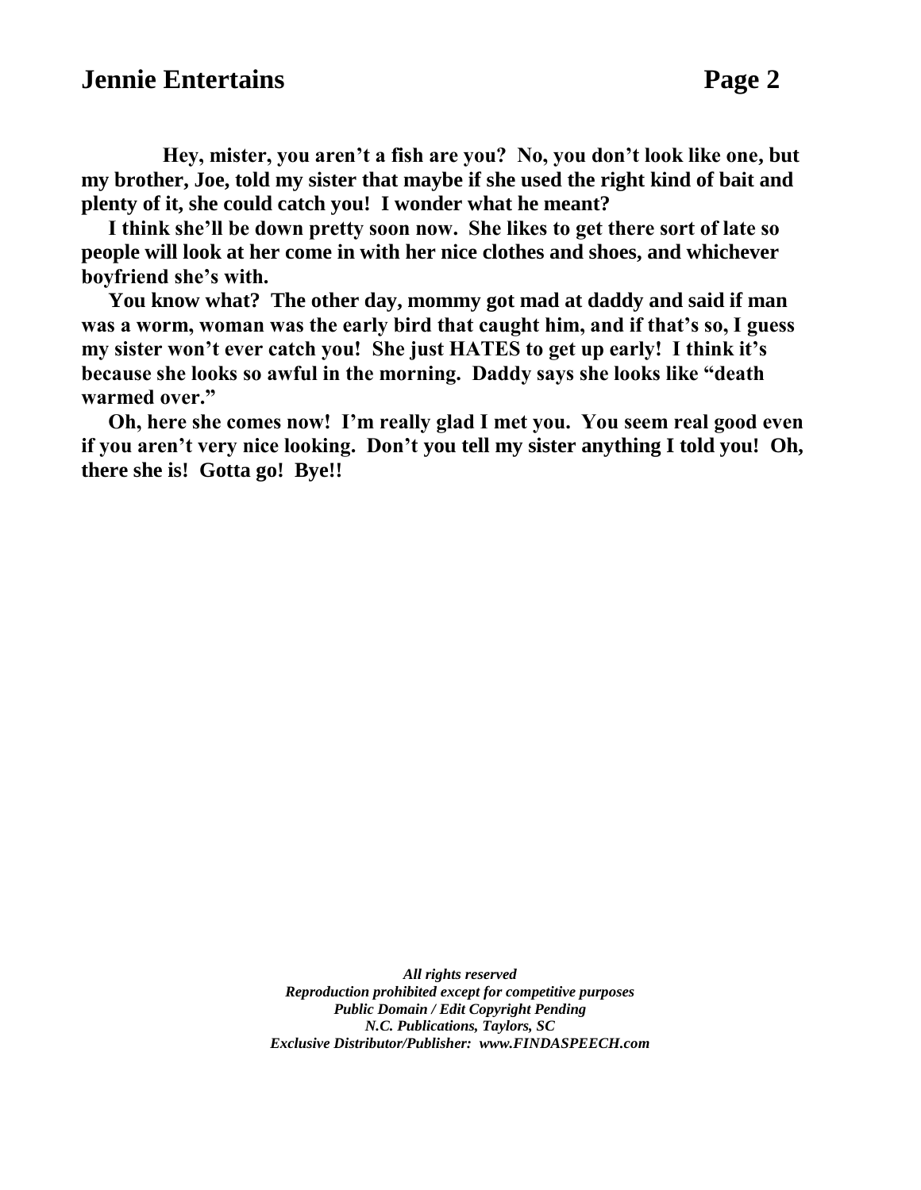**Hey, mister, you aren't a fish are you? No, you don't look like one, but my brother, Joe, told my sister that maybe if she used the right kind of bait and plenty of it, she could catch you! I wonder what he meant?**

**I think she'll be down pretty soon now. She likes to get there sort of late so people will look at her come in with her nice clothes and shoes, and whichever boyfriend she's with.**

**You know what? The other day, mommy got mad at daddy and said if man was a worm, woman was the early bird that caught him, and if that's so, I guess my sister won't ever catch you! She just HATES to get up early! I think it's because she looks so awful in the morning. Daddy says she looks like "death warmed over."**

**Oh, here she comes now! I'm really glad I met you. You seem real good even if you aren't very nice looking. Don't you tell my sister anything I told you! Oh, there she is! Gotta go! Bye!!**

***All rights reserved***
***Reproduction prohibited except for competitive purposes***
***Public Domain / Edit Copyright Pending***
***N.C. Publications, Taylors, SC***
***Exclusive Distributor/Publisher: www.FINDASPEECH.com***